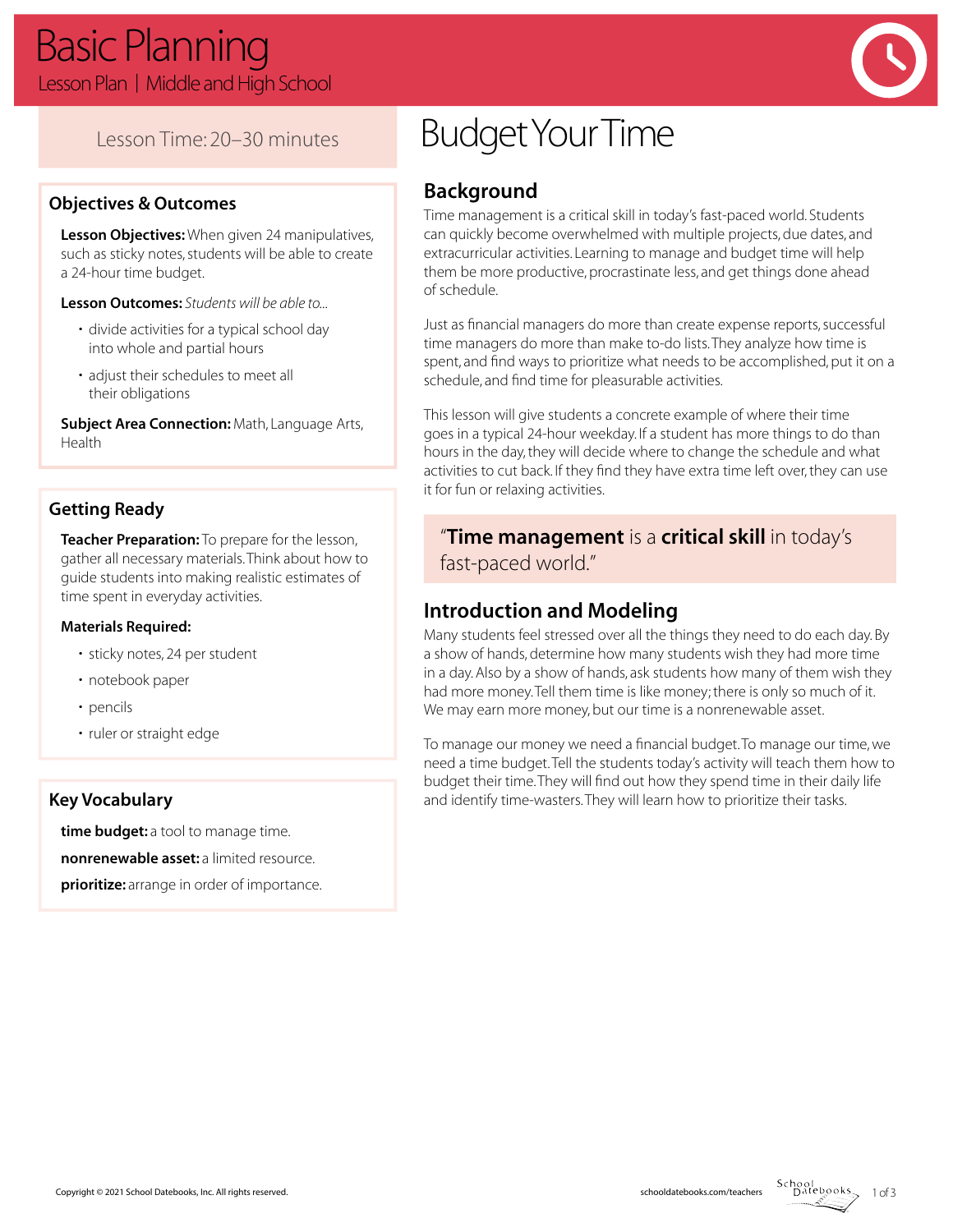# Basic Planning

Lesson Plan | Middle and High School

Lesson Time: 20–30 minutes

## Objectives & Outcomes

**Lesson Objectives:** When given 24 manipulatives, such as sticky notes, students will be able to create a 24-hour time budget.

**Lesson Outcomes:** *Students will be able to...*

- divide activities for a typical school day into whole and partial hours
- adjust their schedules to meet all their obligations

**Subject Area Connection:** Math, Language Arts, Health

## Getting Ready

**Teacher Preparation:** To prepare for the lesson, gather all necessary materials. Think about how to guide students into making realistic estimates of time spent in everyday activities.

**Materials Required:**

- sticky notes, 24 per student
- notebook paper
- pencils
- ruler or straight edge

## Key Vocabulary

**time budget:** a tool to manage time.

**nonrenewable asset:** a limited resource.

**prioritize:** arrange in order of importance.

# Budget Your Time

## Background

Time management is a critical skill in today's fast-paced world. Students can quickly become overwhelmed with multiple projects, due dates, and extracurricular activities. Learning to manage and budget time will help them be more productive, procrastinate less, and get things done ahead of schedule.

Just as financial managers do more than create expense reports, successful time managers do more than make to-do lists. They analyze how time is spent, and find ways to prioritize what needs to be accomplished, put it on a schedule, and find time for pleasurable activities.

This lesson will give students a concrete example of where their time goes in a typical 24-hour weekday. If a student has more things to do than hours in the day, they will decide where to change the schedule and what activities to cut back. If they find they have extra time left over, they can use it for fun or relaxing activities.

> "**Time management** is a **critical skill** in today's fast-paced world."

## Introduction and Modeling

Many students feel stressed over all the things they need to do each day. By a show of hands, determine how many students wish they had more time in a day. Also by a show of hands, ask students how many of them wish they had more money. Tell them time is like money; there is only so much of it. We may earn more money, but our time is a nonrenewable asset.

To manage our money we need a financial budget. To manage our time, we need a time budget. Tell the students today's activity will teach them how to budget their time. They will find out how they spend time in their daily life and identify time-wasters. They will learn how to prioritize their tasks.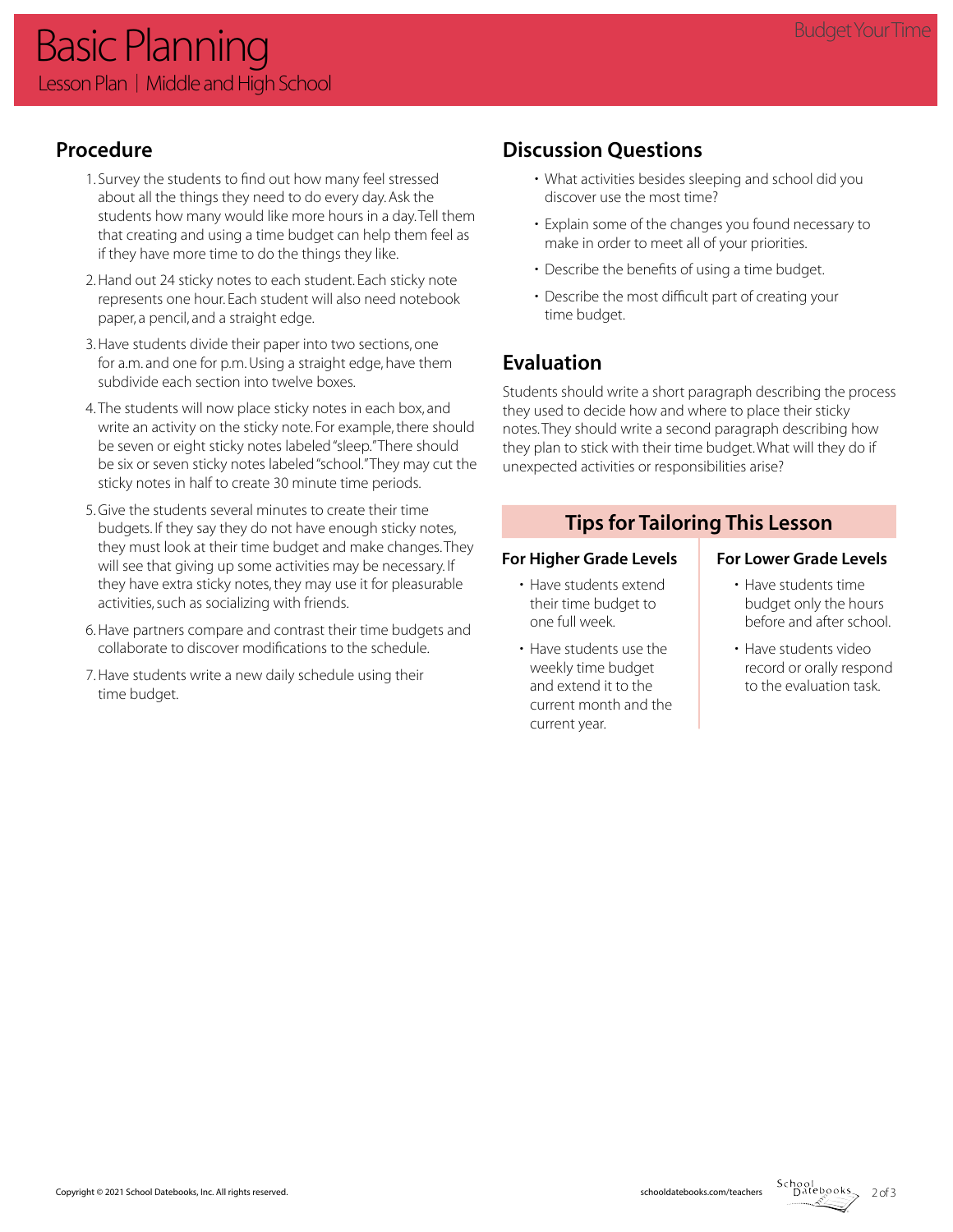# Basic Planning

Lesson Plan | Middle and High School

## Procedure

1. Survey the students to find out how many feel stressed about all the things they need to do every day. Ask the students how many would like more hours in a day. Tell them that creating and using a time budget can help them feel as if they have more time to do the things they like.
2. Hand out 24 sticky notes to each student. Each sticky note represents one hour. Each student will also need notebook paper, a pencil, and a straight edge.
3. Have students divide their paper into two sections, one for a.m. and one for p.m. Using a straight edge, have them subdivide each section into twelve boxes.
4. The students will now place sticky notes in each box, and write an activity on the sticky note. For example, there should be seven or eight sticky notes labeled "sleep." There should be six or seven sticky notes labeled "school." They may cut the sticky notes in half to create 30 minute time periods.
5. Give the students several minutes to create their time budgets. If they say they do not have enough sticky notes, they must look at their time budget and make changes. They will see that giving up some activities may be necessary. If they have extra sticky notes, they may use it for pleasurable activities, such as socializing with friends.
6. Have partners compare and contrast their time budgets and collaborate to discover modifications to the schedule.
7. Have students write a new daily schedule using their time budget.

## Discussion Questions

- What activities besides sleeping and school did you discover use the most time?
- Explain some of the changes you found necessary to make in order to meet all of your priorities.
- Describe the benefits of using a time budget.
- Describe the most difficult part of creating your time budget.

## Evaluation

Students should write a short paragraph describing the process they used to decide how and where to place their sticky notes. They should write a second paragraph describing how they plan to stick with their time budget. What will they do if unexpected activities or responsibilities arise?

## Tips for Tailoring This Lesson

### For Higher Grade Levels

- Have students extend their time budget to one full week.
- Have students use the weekly time budget and extend it to the current month and the current year.

### For Lower Grade Levels

- Have students time budget only the hours before and after school.
- Have students video record or orally respond to the evaluation task.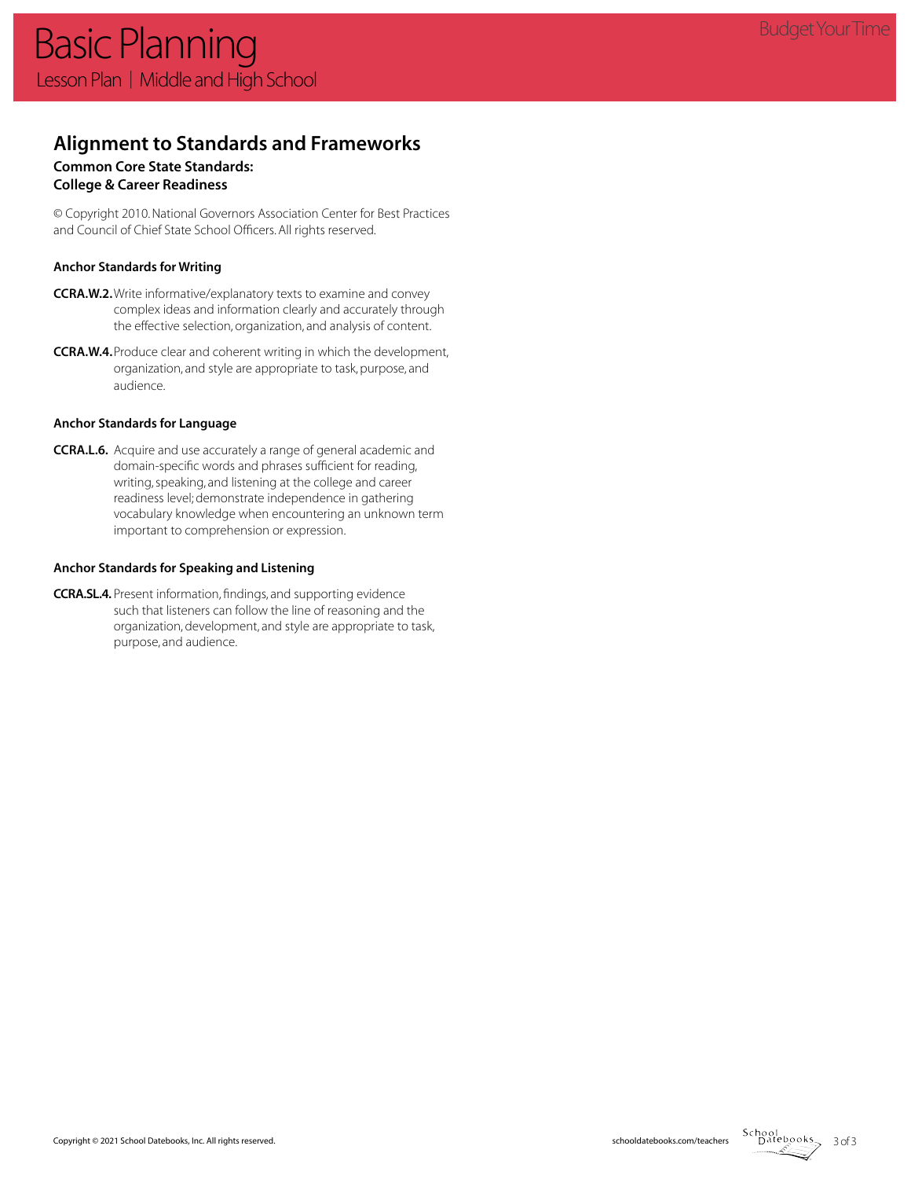## Alignment to Standards and Frameworks

**Common Core State Standards: College & Career Readiness**

© Copyright 2010. National Governors Association Center for Best Practices and Council of Chief State School Officers. All rights reserved.

#### Anchor Standards for Writing

**CCRA.W.2.** Write informative/explanatory texts to examine and convey complex ideas and information clearly and accurately through the effective selection, organization, and analysis of content.

**CCRA.W.4.** Produce clear and coherent writing in which the development, organization, and style are appropriate to task, purpose, and audience.

#### Anchor Standards for Language

**CCRA.L.6.** Acquire and use accurately a range of general academic and domain-specific words and phrases sufficient for reading, writing, speaking, and listening at the college and career readiness level; demonstrate independence in gathering vocabulary knowledge when encountering an unknown term important to comprehension or expression.

#### Anchor Standards for Speaking and Listening

**CCRA.SL.4.** Present information, findings, and supporting evidence such that listeners can follow the line of reasoning and the organization, development, and style are appropriate to task, purpose, and audience.